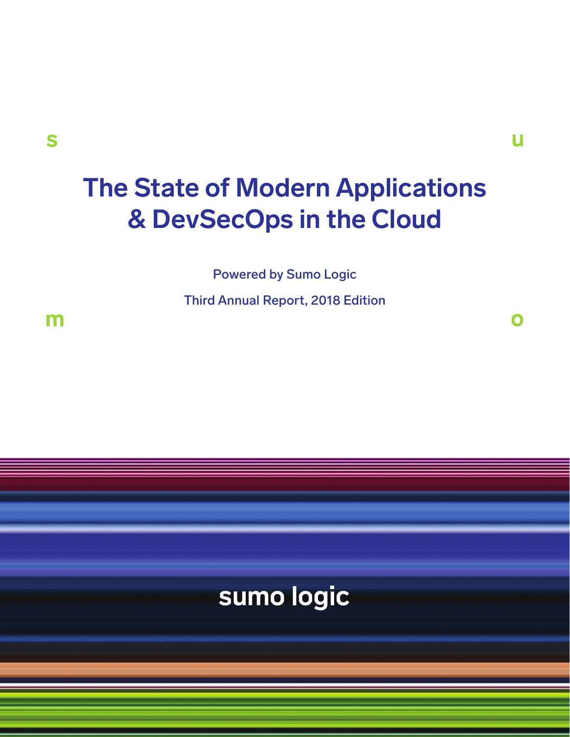# The State of Modern Applications & DevSecOps in the Cloud

Powered by Sumo Logic

Third Annual Report, 2018 Edition

sumo logic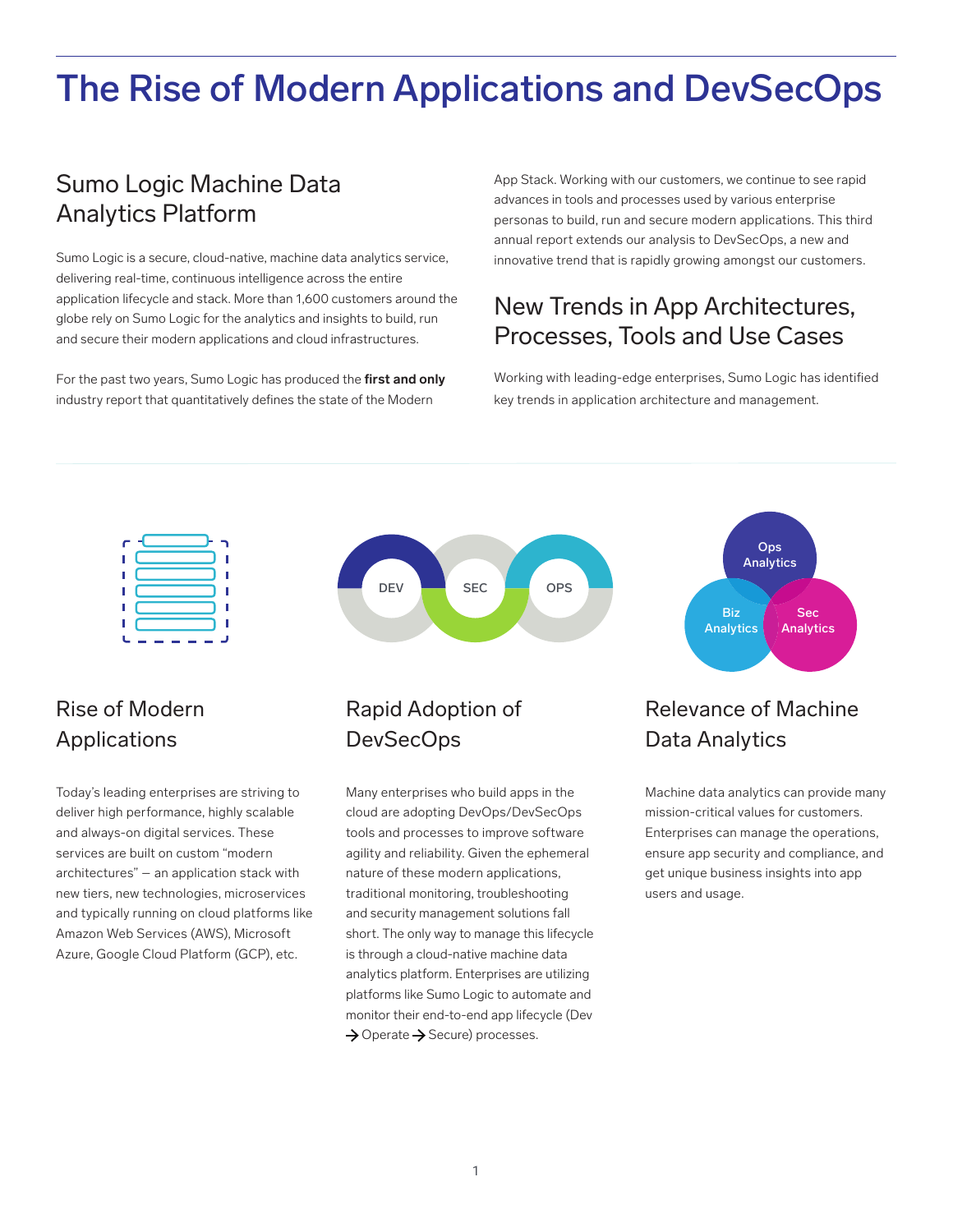# The Rise of Modern Applications and DevSecOps

## Sumo Logic Machine Data Analytics Platform

Sumo Logic is a secure, cloud-native, machine data analytics service, delivering real-time, continuous intelligence across the entire application lifecycle and stack. More than 1,600 customers around the globe rely on Sumo Logic for the analytics and insights to build, run and secure their modern applications and cloud infrastructures.

For the past two years, Sumo Logic has produced the **first and only** industry report that quantitatively defines the state of the Modern App Stack. Working with our customers, we continue to see rapid advances in tools and processes used by various enterprise personas to build, run and secure modern applications. This third annual report extends our analysis to DevSecOps, a new and innovative trend that is rapidly growing amongst our customers.

## New Trends in App Architectures, Processes, Tools and Use Cases

Working with leading-edge enterprises, Sumo Logic has identified key trends in application architecture and management.

### Rise of Modern Applications

Today's leading enterprises are striving to deliver high performance, highly scalable and always-on digital services. These services are built on custom "modern architectures" — an application stack with new tiers, new technologies, microservices and typically running on cloud platforms like Amazon Web Services (AWS), Microsoft Azure, Google Cloud Platform (GCP), etc.

### Rapid Adoption of DevSecOps

DEV SEC OPS

Many enterprises who build apps in the cloud are adopting DevOps/DevSecOps tools and processes to improve software agility and reliability. Given the ephemeral nature of these modern applications, traditional monitoring, troubleshooting and security management solutions fall short. The only way to manage this lifecycle is through a cloud-native machine data analytics platform. Enterprises are utilizing platforms like Sumo Logic to automate and monitor their end-to-end app lifecycle (Dev → Operate → Secure) processes.

### Relevance of Machine Data Analytics

Ops Analytics, Biz Analytics, Sec Analytics

Machine data analytics can provide many mission-critical values for customers. Enterprises can manage the operations, ensure app security and compliance, and get unique business insights into app users and usage.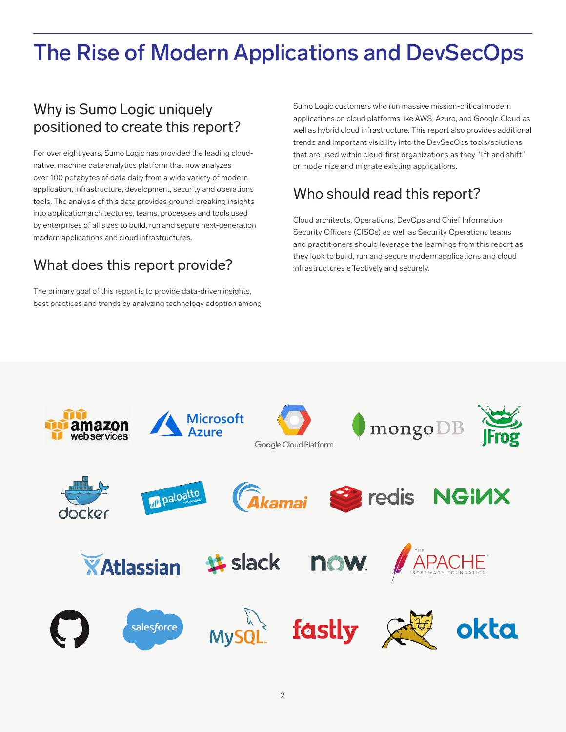# The Rise of Modern Applications and DevSecOps

## Why is Sumo Logic uniquely positioned to create this report?

For over eight years, Sumo Logic has provided the leading cloud-native, machine data analytics platform that now analyzes over 100 petabytes of data daily from a wide variety of modern application, infrastructure, development, security and operations tools. The analysis of this data provides ground-breaking insights into application architectures, teams, processes and tools used by enterprises of all sizes to build, run and secure next-generation modern applications and cloud infrastructures.

## What does this report provide?

The primary goal of this report is to provide data-driven insights, best practices and trends by analyzing technology adoption among Sumo Logic customers who run massive mission-critical modern applications on cloud platforms like AWS, Azure, and Google Cloud as well as hybrid cloud infrastructure. This report also provides additional trends and important visibility into the DevSecOps tools/solutions that are used within cloud-first organizations as they "lift and shift" or modernize and migrate existing applications.

## Who should read this report?

Cloud architects, Operations, DevOps and Chief Information Security Officers (CISOs) as well as Security Operations teams and practitioners should leverage the learnings from this report as they look to build, run and secure modern applications and cloud infrastructures effectively and securely.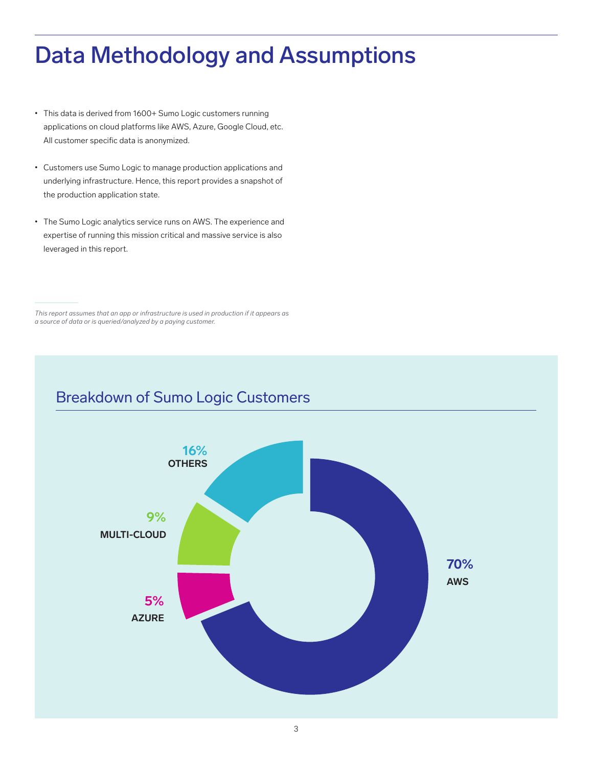# Data Methodology and Assumptions

- This data is derived from 1600+ Sumo Logic customers running applications on cloud platforms like AWS, Azure, Google Cloud, etc. All customer specific data is anonymized.
- Customers use Sumo Logic to manage production applications and underlying infrastructure. Hence, this report provides a snapshot of the production application state.
- The Sumo Logic analytics service runs on AWS. The experience and expertise of running this mission critical and massive service is also leveraged in this report.

*This report assumes that an app or infrastructure is used in production if it appears as a source of data or is queried/analyzed by a paying customer.*

## Breakdown of Sumo Logic Customers

| Platform | Share |
|---|---|
| AWS | 70% |
| OTHERS | 16% |
| MULTI-CLOUD | 9% |
| AZURE | 5% |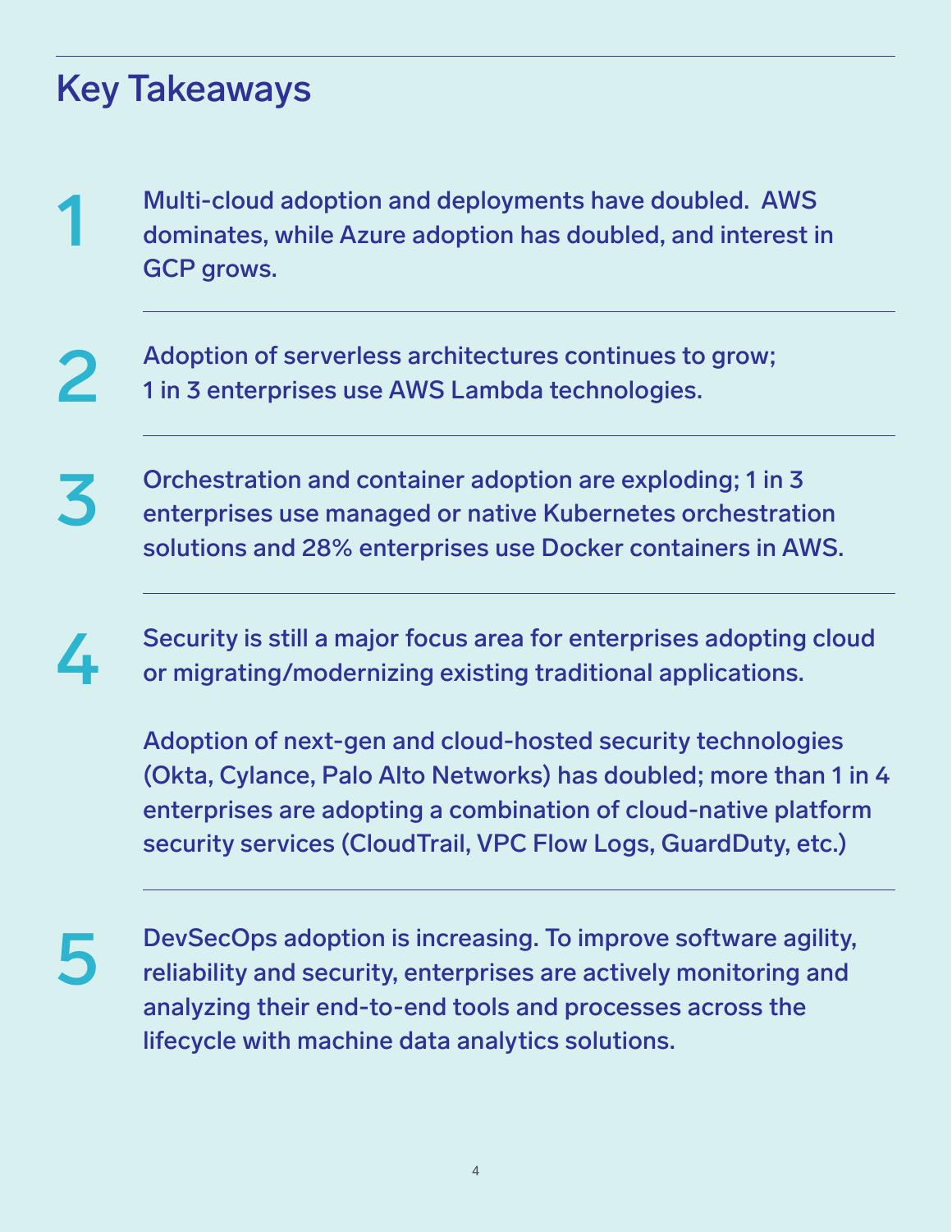# Key Takeaways

1. Multi-cloud adoption and deployments have doubled. AWS dominates, while Azure adoption has doubled, and interest in GCP grows.

2. Adoption of serverless architectures continues to grow; 1 in 3 enterprises use AWS Lambda technologies.

3. Orchestration and container adoption are exploding; 1 in 3 enterprises use managed or native Kubernetes orchestration solutions and 28% enterprises use Docker containers in AWS.

4. Security is still a major focus area for enterprises adopting cloud or migrating/modernizing existing traditional applications.

   Adoption of next-gen and cloud-hosted security technologies (Okta, Cylance, Palo Alto Networks) has doubled; more than 1 in 4 enterprises are adopting a combination of cloud-native platform security services (CloudTrail, VPC Flow Logs, GuardDuty, etc.)

5. DevSecOps adoption is increasing. To improve software agility, reliability and security, enterprises are actively monitoring and analyzing their end-to-end tools and processes across the lifecycle with machine data analytics solutions.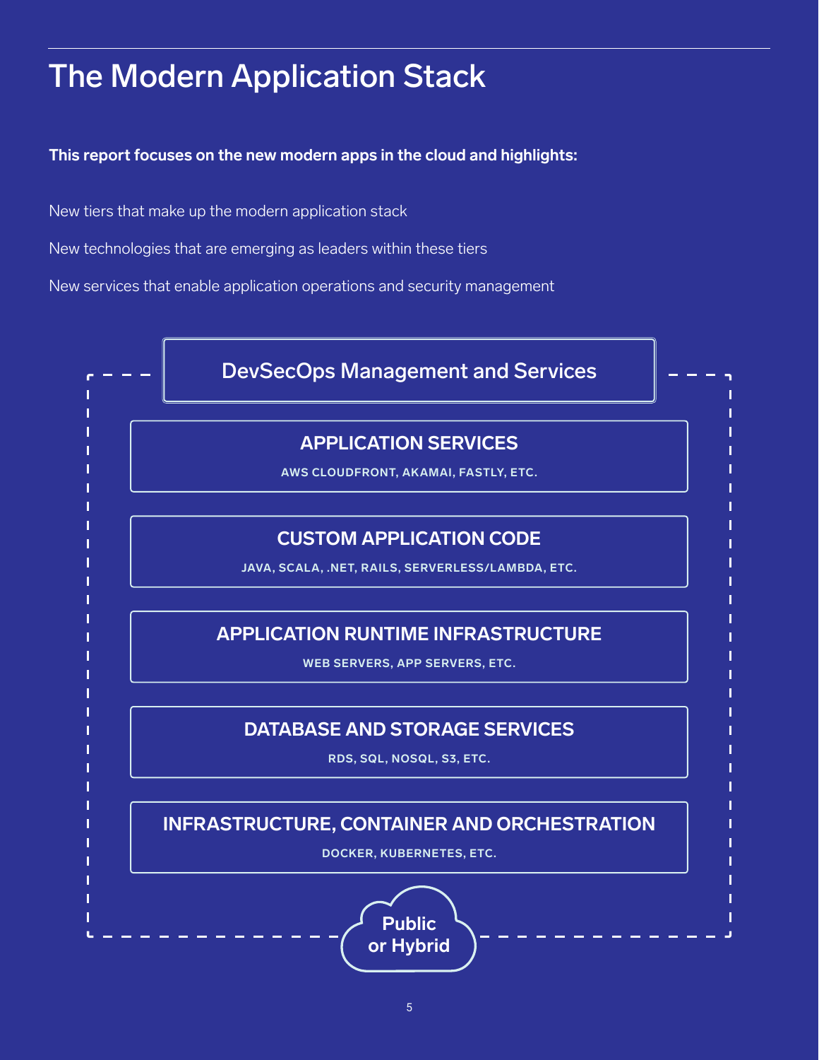# The Modern Application Stack

**This report focuses on the new modern apps in the cloud and highlights:**

New tiers that make up the modern application stack

New technologies that are emerging as leaders within these tiers

New services that enable application operations and security management

DevSecOps Management and Services

**APPLICATION SERVICES**

AWS CLOUDFRONT, AKAMAI, FASTLY, ETC.

**CUSTOM APPLICATION CODE**

JAVA, SCALA, .NET, RAILS, SERVERLESS/LAMBDA, ETC.

**APPLICATION RUNTIME INFRASTRUCTURE**

WEB SERVERS, APP SERVERS, ETC.

**DATABASE AND STORAGE SERVICES**

RDS, SQL, NOSQL, S3, ETC.

**INFRASTRUCTURE, CONTAINER AND ORCHESTRATION**

DOCKER, KUBERNETES, ETC.

Public or Hybrid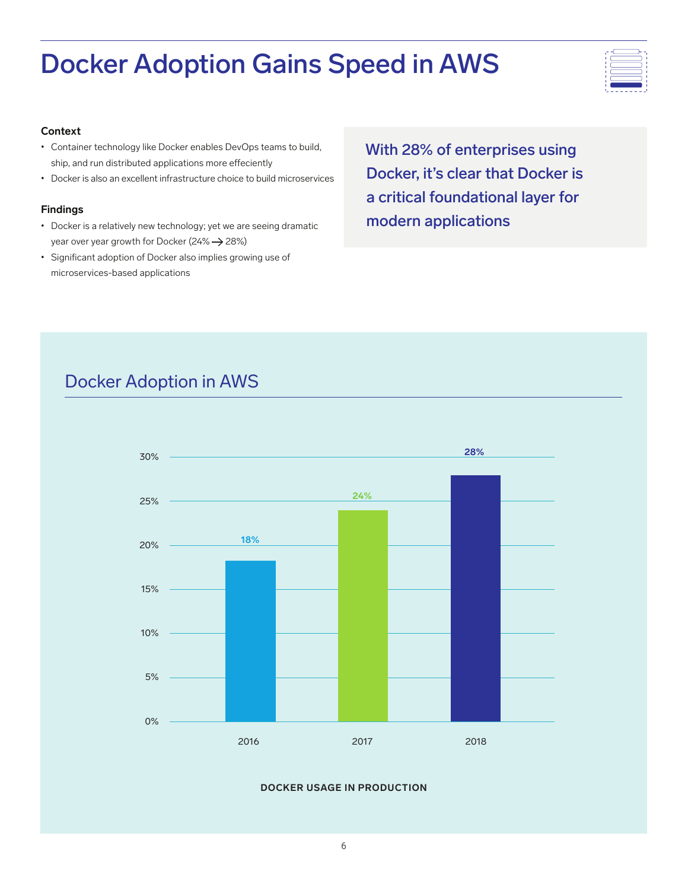# Docker Adoption Gains Speed in AWS

**Context**

- Container technology like Docker enables DevOps teams to build, ship, and run distributed applications more effeciently
- Docker is also an excellent infrastructure choice to build microservices

**Findings**

- Docker is a relatively new technology; yet we are seeing dramatic year over year growth for Docker (24% → 28%)
- Significant adoption of Docker also implies growing use of microservices-based applications

With 28% of enterprises using Docker, it's clear that Docker is a critical foundational layer for modern applications

## Docker Adoption in AWS

| Year | Docker Usage in Production |
| --- | --- |
| 2016 | 18% |
| 2017 | 24% |
| 2018 | 28% |

DOCKER USAGE IN PRODUCTION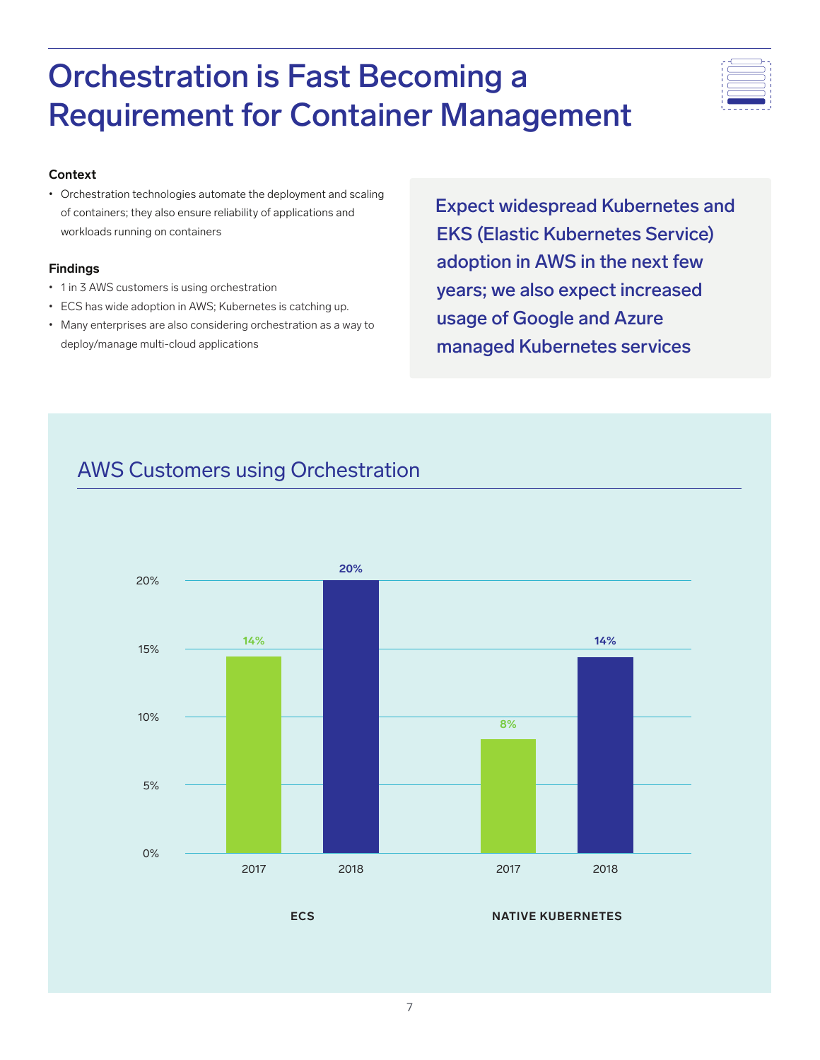# Orchestration is Fast Becoming a Requirement for Container Management

**Context**

- Orchestration technologies automate the deployment and scaling of containers; they also ensure reliability of applications and workloads running on containers

**Findings**

- 1 in 3 AWS customers is using orchestration
- ECS has wide adoption in AWS; Kubernetes is catching up.
- Many enterprises are also considering orchestration as a way to deploy/manage multi-cloud applications

Expect widespread Kubernetes and EKS (Elastic Kubernetes Service) adoption in AWS in the next few years; we also expect increased usage of Google and Azure managed Kubernetes services

## AWS Customers using Orchestration

| | 2017 | 2018 |
|---|---|---|
| ECS | 14% | 20% |
| NATIVE KUBERNETES | 8% | 14% |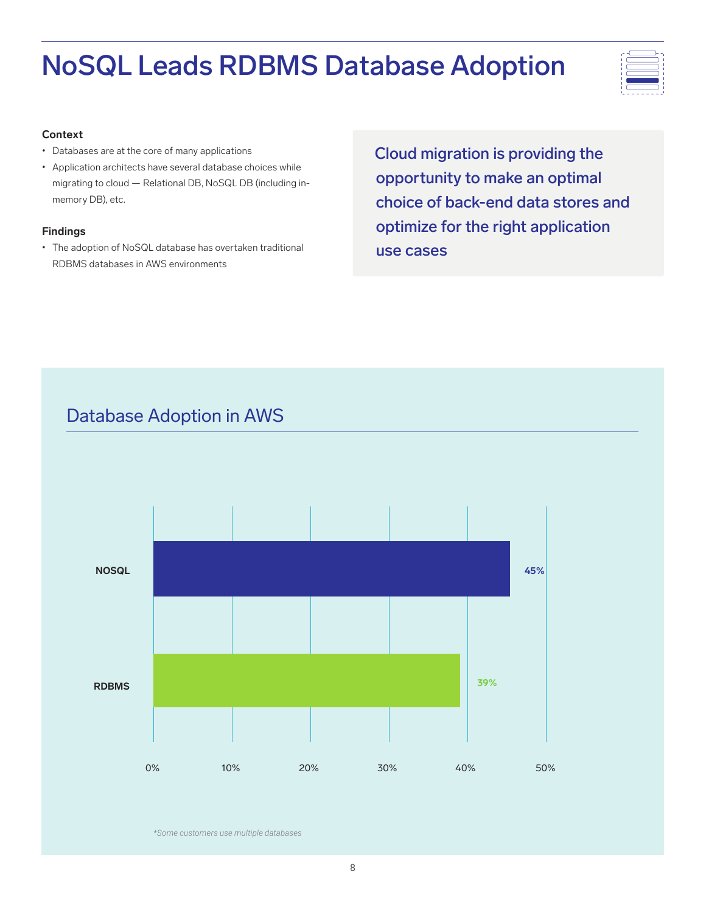# NoSQL Leads RDBMS Database Adoption

**Context**

- Databases are at the core of many applications
- Application architects have several database choices while migrating to cloud — Relational DB, NoSQL DB (including in-memory DB), etc.

**Findings**

- The adoption of NoSQL database has overtaken traditional RDBMS databases in AWS environments

Cloud migration is providing the opportunity to make an optimal choice of back-end data stores and optimize for the right application use cases

## Database Adoption in AWS

| Database | Adoption |
|---|---|
| NOSQL | 45% |
| RDBMS | 39% |

*Some customers use multiple databases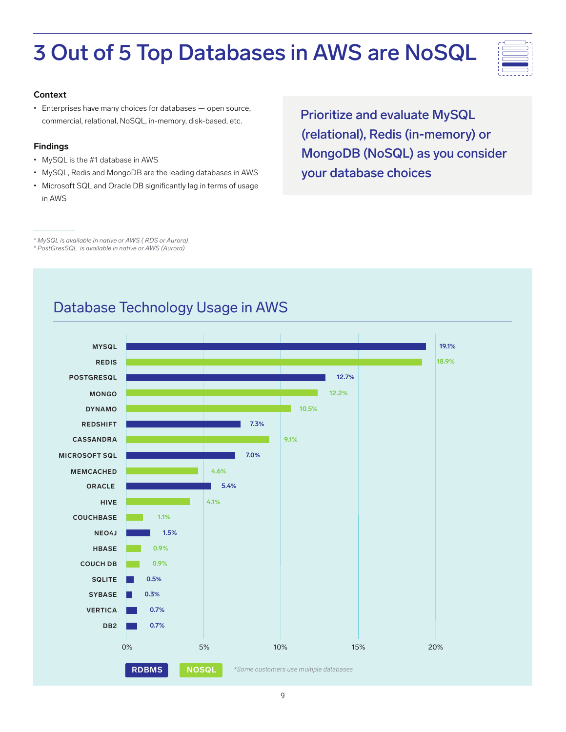# 3 Out of 5 Top Databases in AWS are NoSQL

**Context**

- Enterprises have many choices for databases — open source, commercial, relational, NoSQL, in-memory, disk-based, etc.

**Findings**

- MySQL is the #1 database in AWS
- MySQL, Redis and MongoDB are the leading databases in AWS
- Microsoft SQL and Oracle DB significantly lag in terms of usage in AWS

Prioritize and evaluate MySQL (relational), Redis (in-memory) or MongoDB (NoSQL) as you consider your database choices

*\* MySQL is available in native or AWS ( RDS or Aurora)*
*\* PostGresSQL is available in native or AWS (Aurora)*

## Database Technology Usage in AWS

| Database | Type | Usage |
|---|---|---|
| MYSQL | RDBMS | 19.1% |
| REDIS | NOSQL | 18.9% |
| POSTGRESQL | RDBMS | 12.7% |
| MONGO | NOSQL | 12.2% |
| DYNAMO | NOSQL | 10.5% |
| REDSHIFT | RDBMS | 7.3% |
| CASSANDRA | NOSQL | 9.1% |
| MICROSOFT SQL | RDBMS | 7.0% |
| MEMCACHED | NOSQL | 4.6% |
| ORACLE | RDBMS | 5.4% |
| HIVE | NOSQL | 4.1% |
| COUCHBASE | NOSQL | 1.1% |
| NEO4J | RDBMS | 1.5% |
| HBASE | NOSQL | 0.9% |
| COUCH DB | NOSQL | 0.9% |
| SQLITE | RDBMS | 0.5% |
| SYBASE | RDBMS | 0.3% |
| VERTICA | RDBMS | 0.7% |
| DB2 | RDBMS | 0.7% |

*\*Some customers use multiple databases*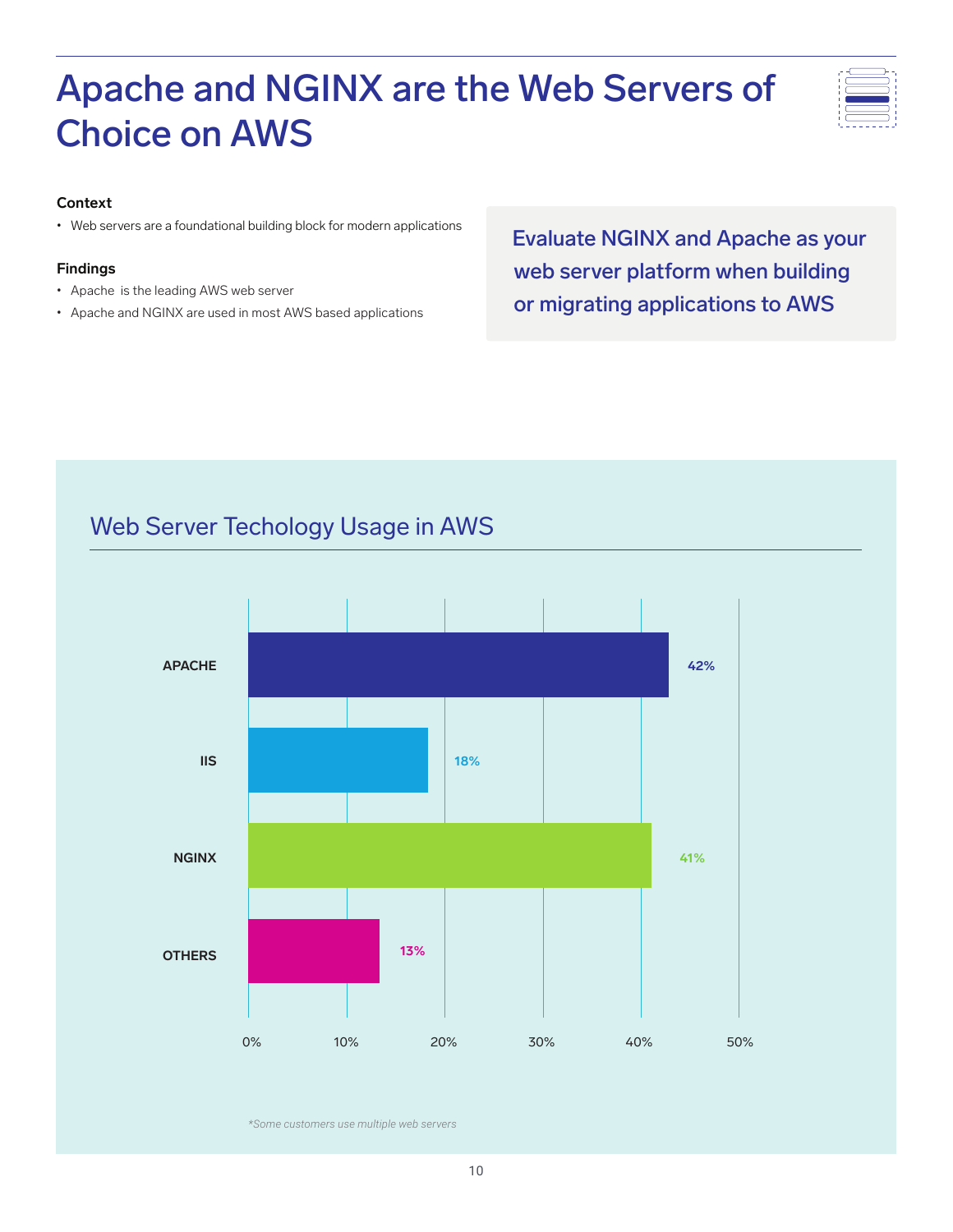# Apache and NGINX are the Web Servers of Choice on AWS

**Context**

- Web servers are a foundational building block for modern applications

**Findings**

- Apache is the leading AWS web server
- Apache and NGINX are used in most AWS based applications

Evaluate NGINX and Apache as your web server platform when building or migrating applications to AWS

## Web Server Techology Usage in AWS

| Web Server | Usage |
| --- | --- |
| APACHE | 42% |
| IIS | 18% |
| NGINX | 41% |
| OTHERS | 13% |

*Some customers use multiple web servers*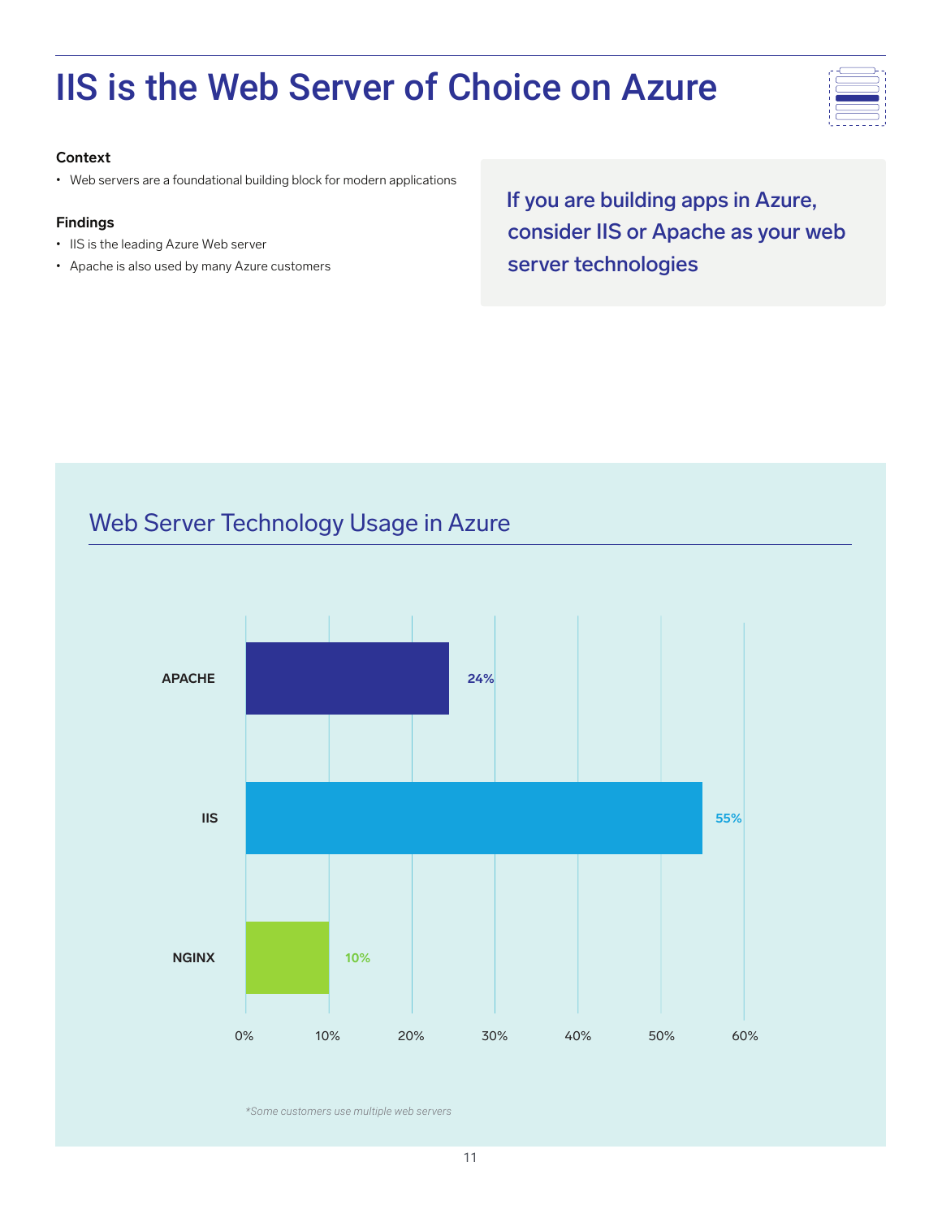# IIS is the Web Server of Choice on Azure

**Context**

- Web servers are a foundational building block for modern applications

**Findings**

- IIS is the leading Azure Web server
- Apache is also used by many Azure customers

> If you are building apps in Azure, consider IIS or Apache as your web server technologies

## Web Server Technology Usage in Azure

| Web Server | Usage |
| --- | --- |
| APACHE | 24% |
| IIS | 55% |
| NGINX | 10% |

*\*Some customers use multiple web servers*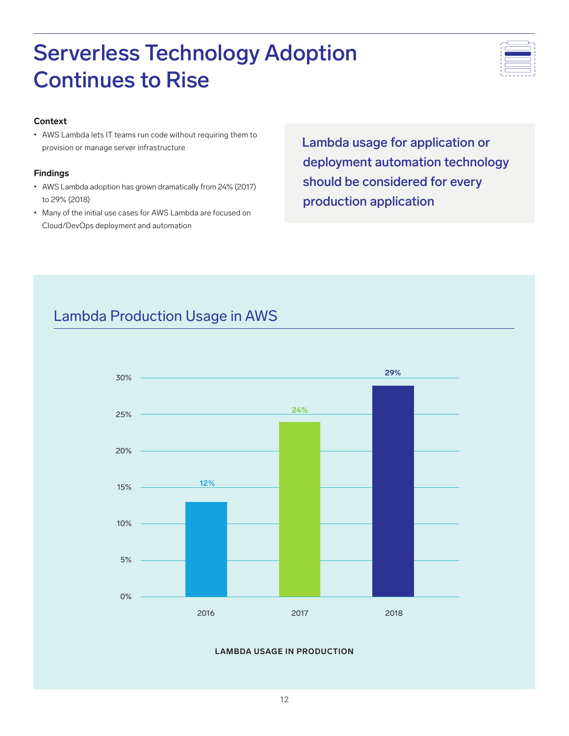# Serverless Technology Adoption Continues to Rise

**Context**

- AWS Lambda lets IT teams run code without requiring them to provision or manage server infrastructure

**Findings**

- AWS Lambda adoption has grown dramatically from 24% (2017) to 29% (2018)
- Many of the initial use cases for AWS Lambda are focused on Cloud/DevOps deployment and automation

> Lambda usage for application or deployment automation technology should be considered for every production application

## Lambda Production Usage in AWS

| Year | Lambda Usage in Production |
|---|---|
| 2016 | 12% |
| 2017 | 24% |
| 2018 | 29% |

**LAMBDA USAGE IN PRODUCTION**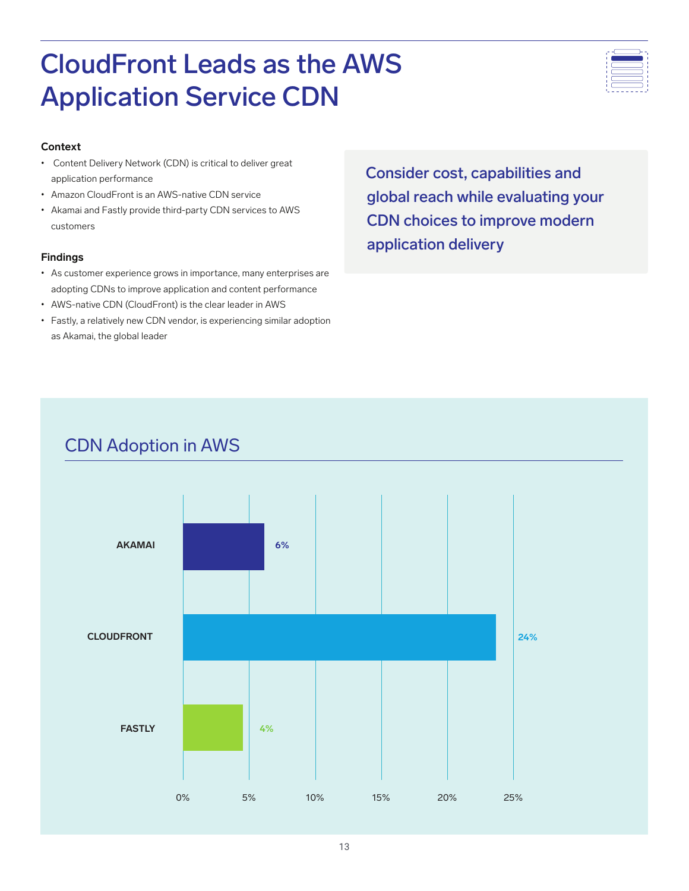# CloudFront Leads as the AWS Application Service CDN

**Context**

- Content Delivery Network (CDN) is critical to deliver great application performance
- Amazon CloudFront is an AWS-native CDN service
- Akamai and Fastly provide third-party CDN services to AWS customers

**Findings**

- As customer experience grows in importance, many enterprises are adopting CDNs to improve application and content performance
- AWS-native CDN (CloudFront) is the clear leader in AWS
- Fastly, a relatively new CDN vendor, is experiencing similar adoption as Akamai, the global leader

Consider cost, capabilities and global reach while evaluating your CDN choices to improve modern application delivery

## CDN Adoption in AWS

| CDN | Adoption |
| --- | --- |
| AKAMAI | 6% |
| CLOUDFRONT | 24% |
| FASTLY | 4% |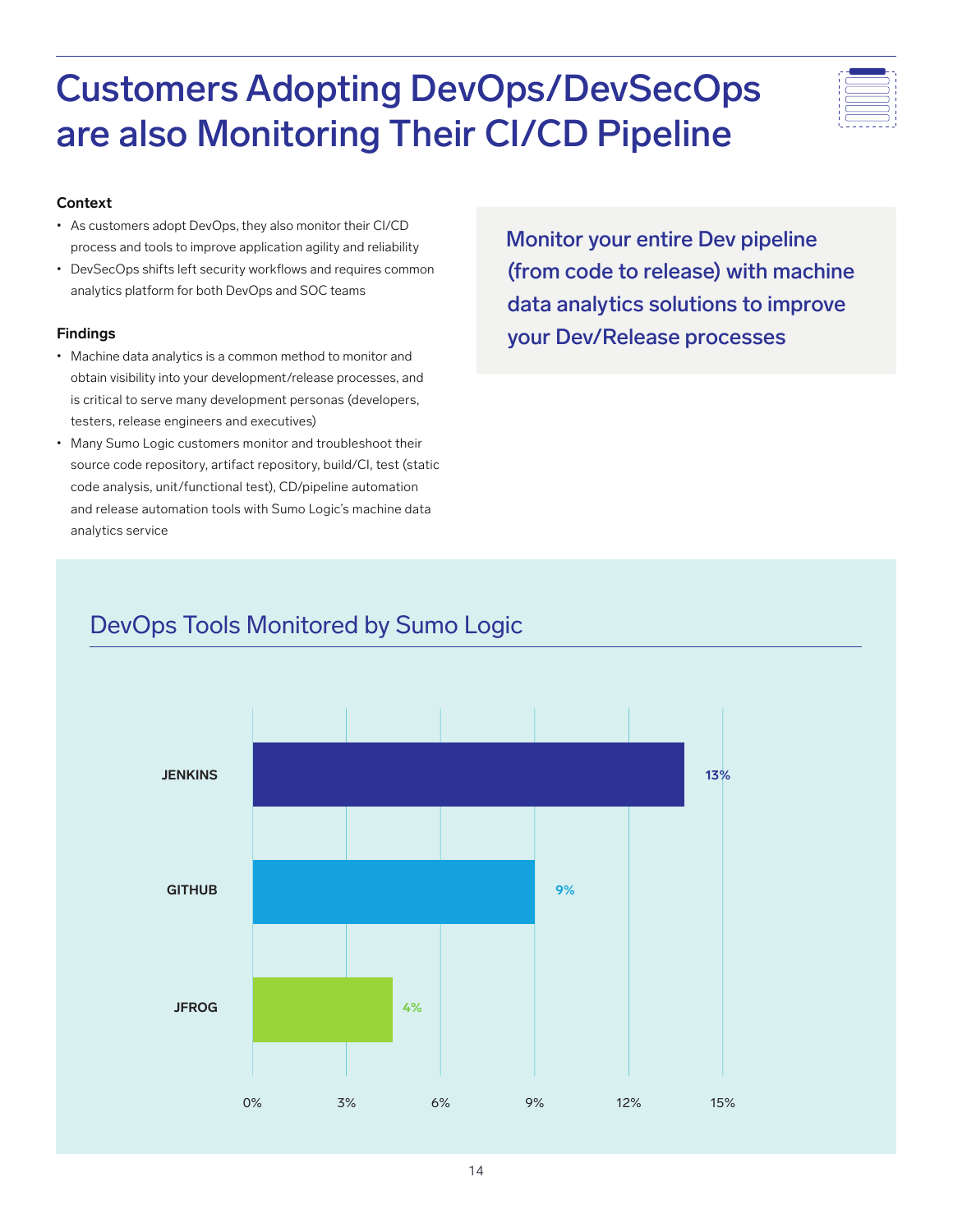# Customers Adopting DevOps/DevSecOps are also Monitoring Their CI/CD Pipeline

**Context**

- As customers adopt DevOps, they also monitor their CI/CD process and tools to improve application agility and reliability
- DevSecOps shifts left security workflows and requires common analytics platform for both DevOps and SOC teams

**Findings**

- Machine data analytics is a common method to monitor and obtain visibility into your development/release processes, and is critical to serve many development personas (developers, testers, release engineers and executives)
- Many Sumo Logic customers monitor and troubleshoot their source code repository, artifact repository, build/CI, test (static code analysis, unit/functional test), CD/pipeline automation and release automation tools with Sumo Logic's machine data analytics service

Monitor your entire Dev pipeline (from code to release) with machine data analytics solutions to improve your Dev/Release processes

## DevOps Tools Monitored by Sumo Logic

| Tool | Percentage |
| --- | --- |
| JENKINS | 13% |
| GITHUB | 9% |
| JFROG | 4% |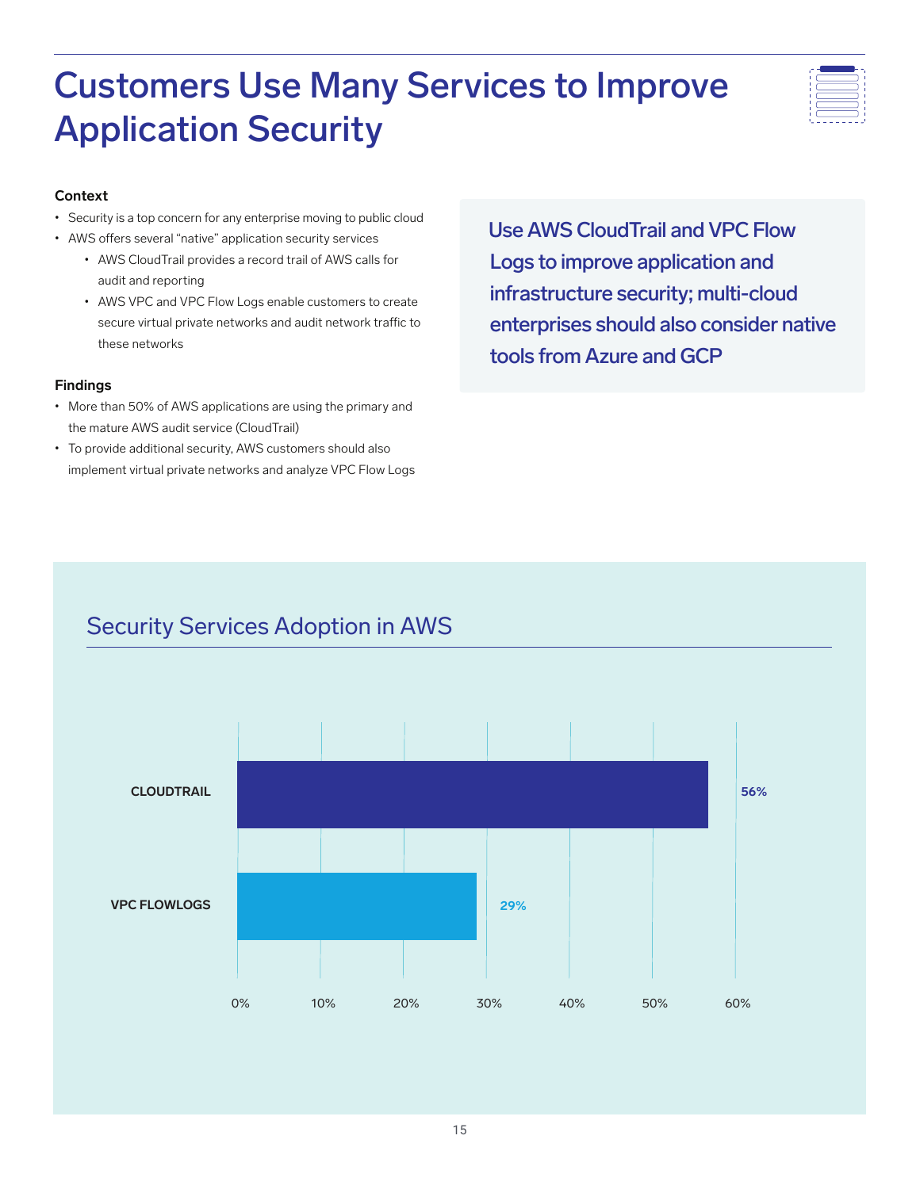# Customers Use Many Services to Improve Application Security

**Context**

- Security is a top concern for any enterprise moving to public cloud
- AWS offers several “native” application security services
  - AWS CloudTrail provides a record trail of AWS calls for audit and reporting
  - AWS VPC and VPC Flow Logs enable customers to create secure virtual private networks and audit network traffic to these networks

**Findings**

- More than 50% of AWS applications are using the primary and the mature AWS audit service (CloudTrail)
- To provide additional security, AWS customers should also implement virtual private networks and analyze VPC Flow Logs

Use AWS CloudTrail and VPC Flow Logs to improve application and infrastructure security; multi-cloud enterprises should also consider native tools from Azure and GCP

## Security Services Adoption in AWS

| Service | Adoption |
|---|---|
| CLOUDTRAIL | 56% |
| VPC FLOWLOGS | 29% |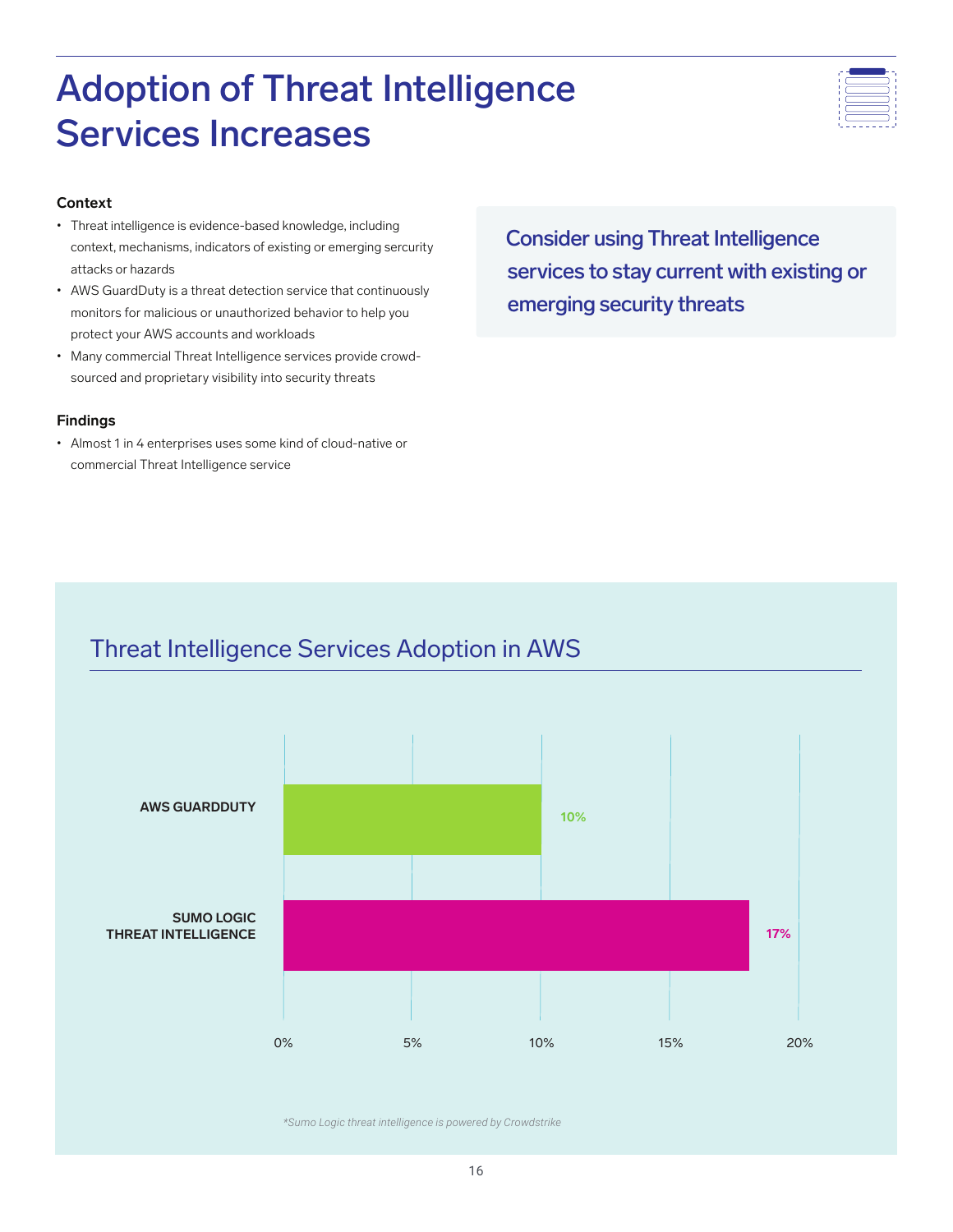# Adoption of Threat Intelligence Services Increases

### Context

- Threat intelligence is evidence-based knowledge, including context, mechanisms, indicators of existing or emerging sercurity attacks or hazards
- AWS GuardDuty is a threat detection service that continuously monitors for malicious or unauthorized behavior to help you protect your AWS accounts and workloads
- Many commercial Threat Intelligence services provide crowd-sourced and proprietary visibility into security threats

### Findings

- Almost 1 in 4 enterprises uses some kind of cloud-native or commercial Threat Intelligence service

> Consider using Threat Intelligence services to stay current with existing or emerging security threats

## Threat Intelligence Services Adoption in AWS

| Service | Adoption |
|---|---|
| AWS GUARDDUTY | 10% |
| SUMO LOGIC THREAT INTELLIGENCE | 17% |

*Sumo Logic threat intelligence is powered by Crowdstrike*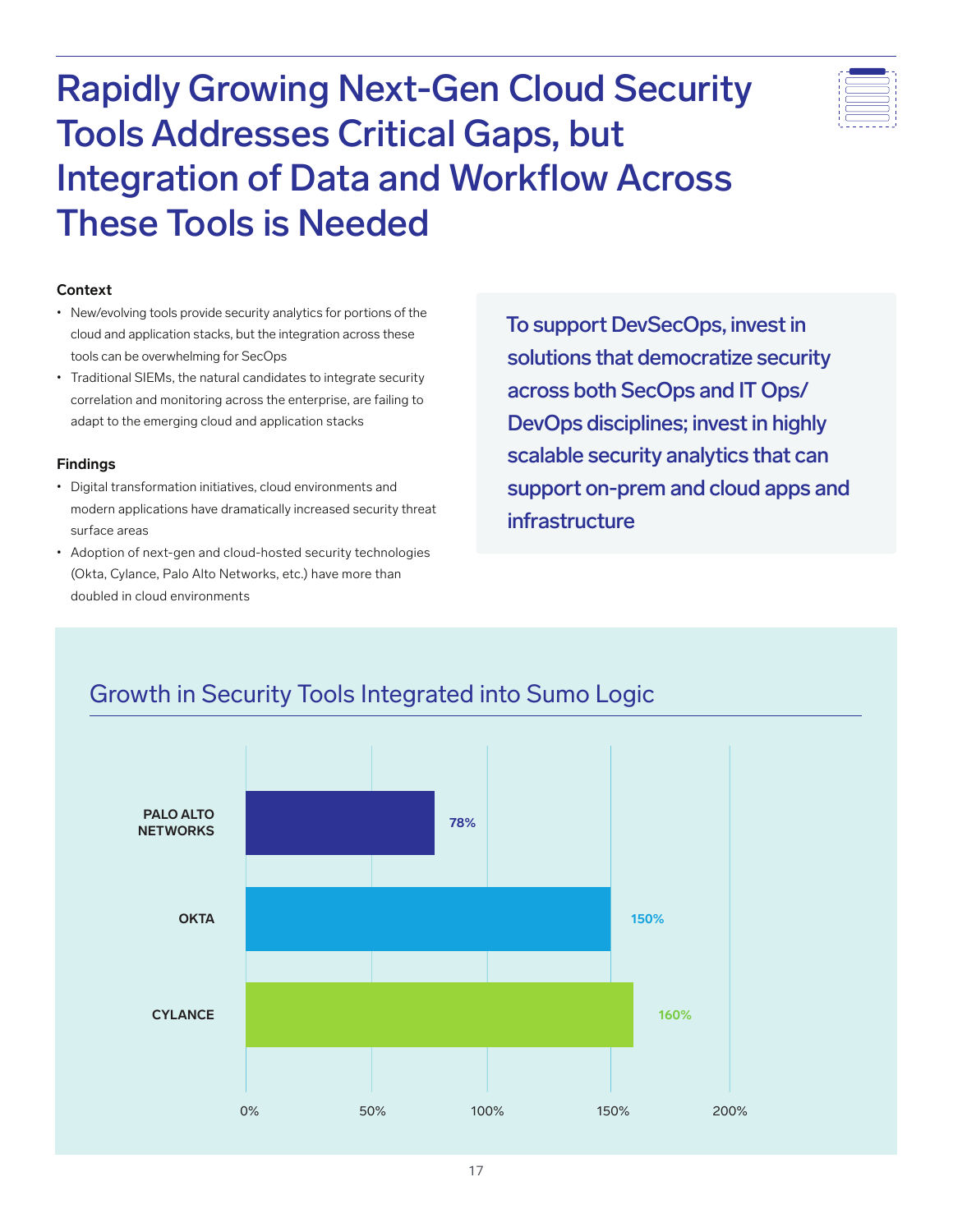# Rapidly Growing Next-Gen Cloud Security Tools Addresses Critical Gaps, but Integration of Data and Workflow Across These Tools is Needed

**Context**

- New/evolving tools provide security analytics for portions of the cloud and application stacks, but the integration across these tools can be overwhelming for SecOps
- Traditional SIEMs, the natural candidates to integrate security correlation and monitoring across the enterprise, are failing to adapt to the emerging cloud and application stacks

**Findings**

- Digital transformation initiatives, cloud environments and modern applications have dramatically increased security threat surface areas
- Adoption of next-gen and cloud-hosted security technologies (Okta, Cylance, Palo Alto Networks, etc.) have more than doubled in cloud environments

To support DevSecOps, invest in solutions that democratize security across both SecOps and IT Ops/ DevOps disciplines; invest in highly scalable security analytics that can support on-prem and cloud apps and infrastructure

## Growth in Security Tools Integrated into Sumo Logic

| Tool | Growth |
|---|---|
| PALO ALTO NETWORKS | 78% |
| OKTA | 150% |
| CYLANCE | 160% |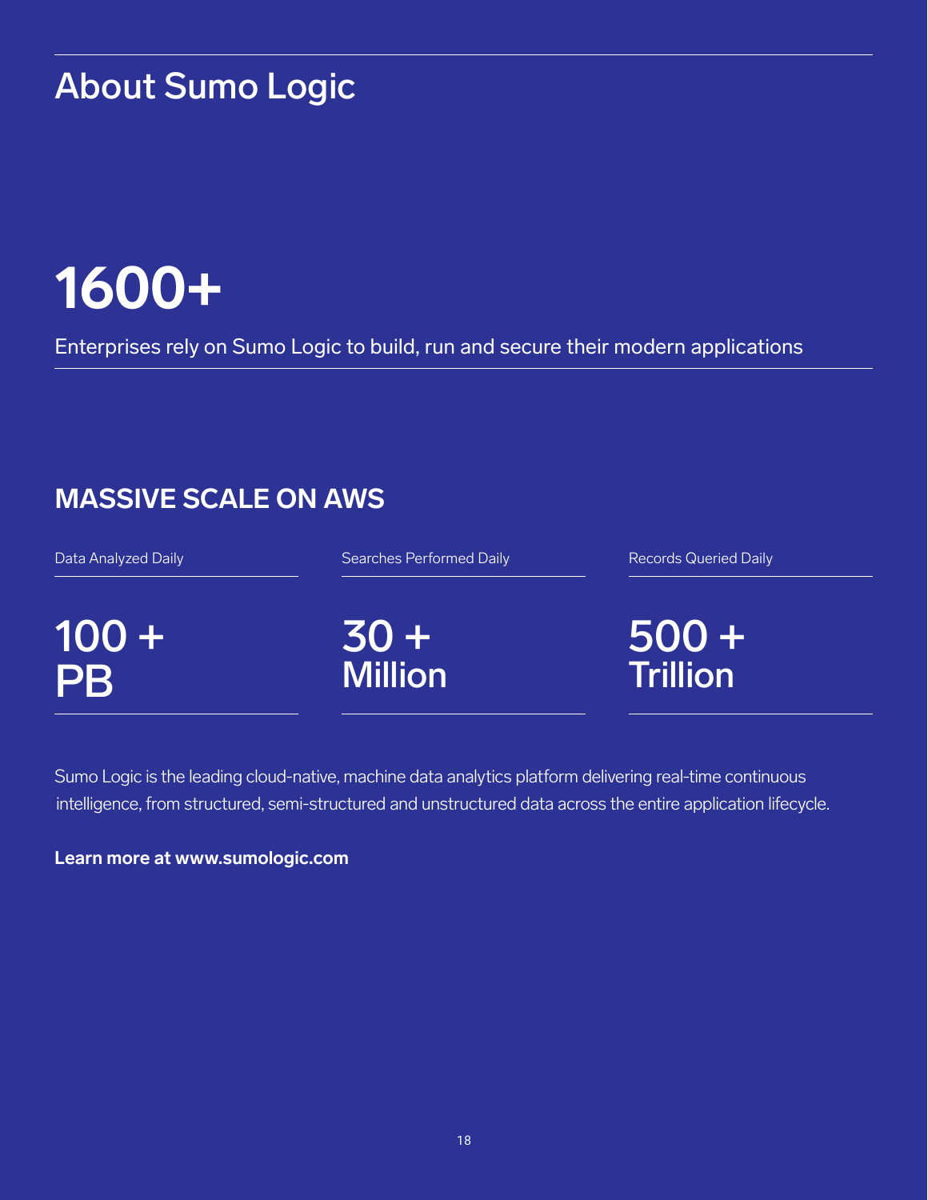# About Sumo Logic

# 1600+

Enterprises rely on Sumo Logic to build, run and secure their modern applications

## MASSIVE SCALE ON AWS

| Data Analyzed Daily | Searches Performed Daily | Records Queried Daily |
| --- | --- | --- |
| 100 + PB | 30 + Million | 500 + Trillion |

Sumo Logic is the leading cloud-native, machine data analytics platform delivering real-time continuous intelligence, from structured, semi-structured and unstructured data across the entire application lifecycle.

**Learn more at www.sumologic.com**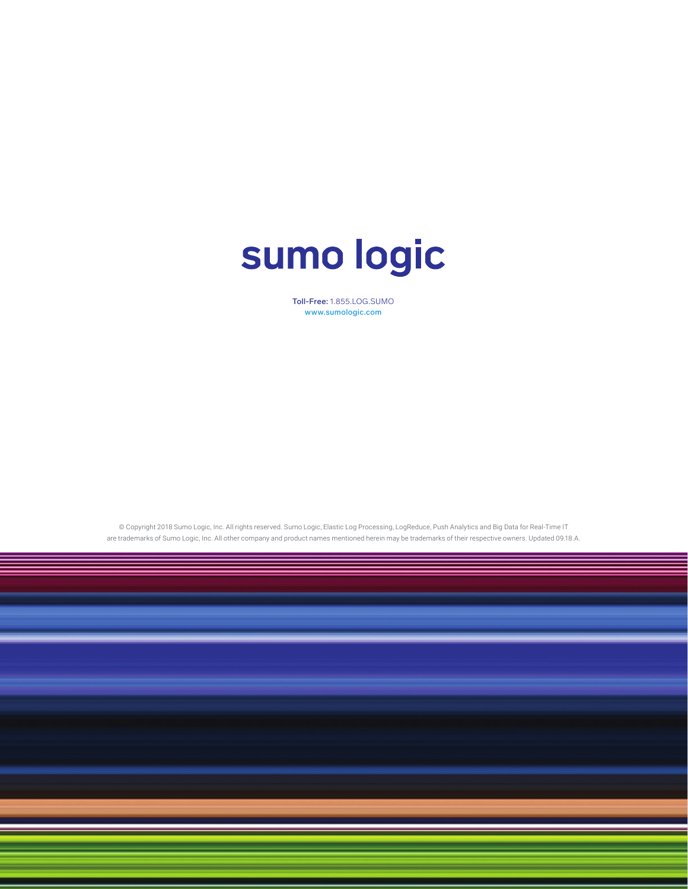sumo logic

**Toll-Free:** 1.855.LOG.SUMO
www.sumologic.com

© Copyright 2018 Sumo Logic, Inc. All rights reserved. Sumo Logic, Elastic Log Processing, LogReduce, Push Analytics and Big Data for Real-Time IT are trademarks of Sumo Logic, Inc. All other company and product names mentioned herein may be trademarks of their respective owners. Updated 09.18.A.